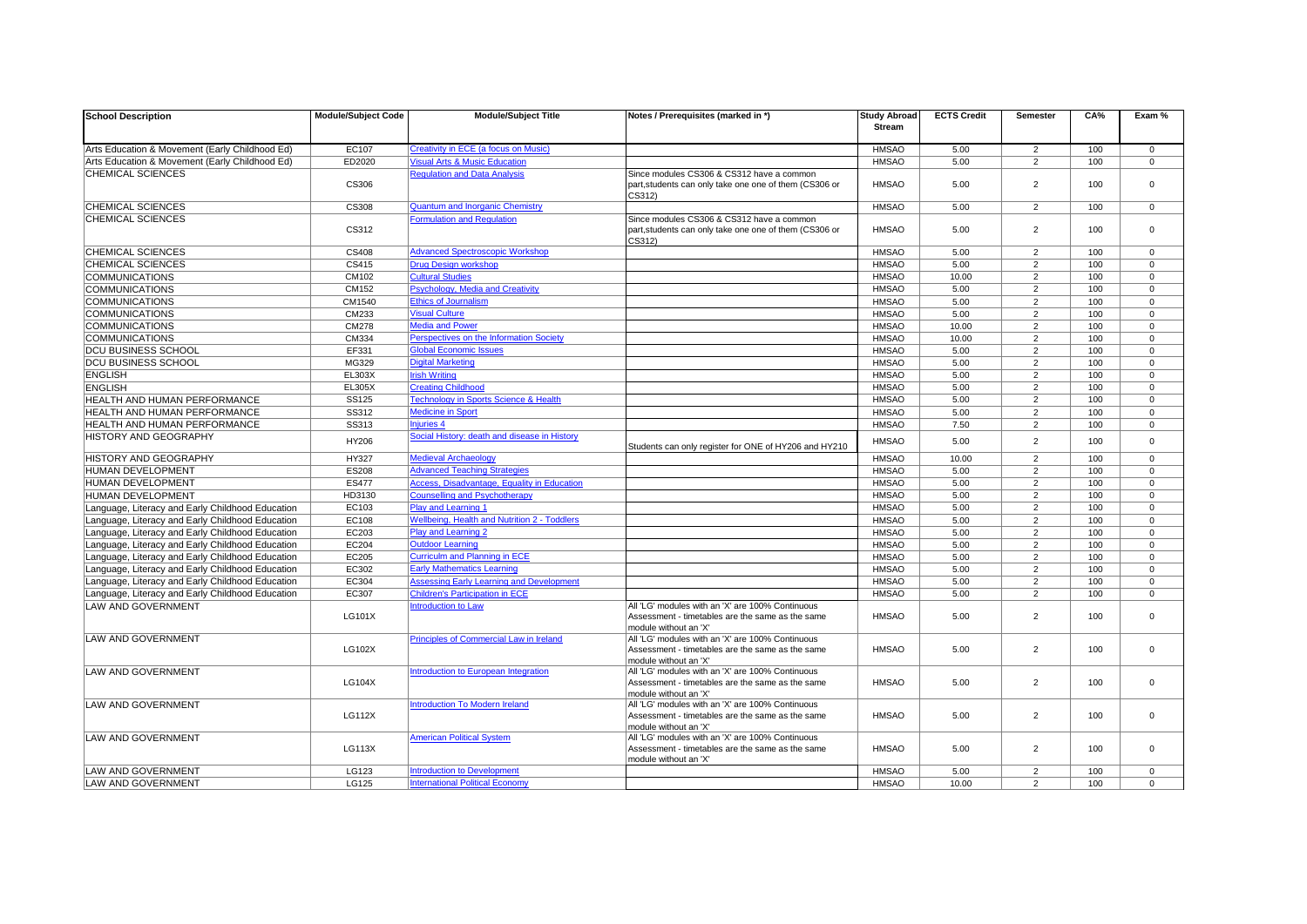| School Description | Module/Subject Code | Module/Subject Title | Notes / Prerequisites (marked in *) | Study Abroad Stream | ECTS Credit | Semester | CA% | Exam % |
|---|---|---|---|---|---|---|---|---|
| Arts Education & Movement (Early Childhood Ed) | EC107 | Creativity in ECE (a focus on Music) | | HMSAO | 5.00 | 2 | 100 | 0 |
| Arts Education & Movement (Early Childhood Ed) | ED2020 | Visual Arts & Music Education | | HMSAO | 5.00 | 2 | 100 | 0 |
| CHEMICAL SCIENCES | CS306 | Regulation and Data Analysis | Since modules CS306 & CS312 have a common part,students can only take one of them (CS306 or CS312) | HMSAO | 5.00 | 2 | 100 | 0 |
| CHEMICAL SCIENCES | CS308 | Quantum and Inorganic Chemistry | | HMSAO | 5.00 | 2 | 100 | 0 |
| CHEMICAL SCIENCES | CS312 | Formulation and Regulation | Since modules CS306 & CS312 have a common part,students can only take one of them (CS306 or CS312) | HMSAO | 5.00 | 2 | 100 | 0 |
| CHEMICAL SCIENCES | CS408 | Advanced Spectroscopic Workshop | | HMSAO | 5.00 | 2 | 100 | 0 |
| CHEMICAL SCIENCES | CS415 | Drug Design workshop | | HMSAO | 5.00 | 2 | 100 | 0 |
| COMMUNICATIONS | CM102 | Cultural Studies | | HMSAO | 10.00 | 2 | 100 | 0 |
| COMMUNICATIONS | CM152 | Psychology, Media and Creativity | | HMSAO | 5.00 | 2 | 100 | 0 |
| COMMUNICATIONS | CM1540 | Ethics of Journalism | | HMSAO | 5.00 | 2 | 100 | 0 |
| COMMUNICATIONS | CM233 | Visual Culture | | HMSAO | 5.00 | 2 | 100 | 0 |
| COMMUNICATIONS | CM278 | Media and Power | | HMSAO | 10.00 | 2 | 100 | 0 |
| COMMUNICATIONS | CM334 | Perspectives on the Information Society | | HMSAO | 10.00 | 2 | 100 | 0 |
| DCU BUSINESS SCHOOL | EF331 | Global Economic Issues | | HMSAO | 5.00 | 2 | 100 | 0 |
| DCU BUSINESS SCHOOL | MG329 | Digital Marketing | | HMSAO | 5.00 | 2 | 100 | 0 |
| ENGLISH | EL303X | Irish Writing | | HMSAO | 5.00 | 2 | 100 | 0 |
| ENGLISH | EL305X | Creating Childhood | | HMSAO | 5.00 | 2 | 100 | 0 |
| HEALTH AND HUMAN PERFORMANCE | SS125 | Technology in Sports Science & Health | | HMSAO | 5.00 | 2 | 100 | 0 |
| HEALTH AND HUMAN PERFORMANCE | SS312 | Medicine in Sport | | HMSAO | 5.00 | 2 | 100 | 0 |
| HEALTH AND HUMAN PERFORMANCE | SS313 | Injuries 4 | | HMSAO | 7.50 | 2 | 100 | 0 |
| HISTORY AND GEOGRAPHY | HY206 | Social History: death and disease in History | Students can only register for ONE of HY206 and HY210 | HMSAO | 5.00 | 2 | 100 | 0 |
| HISTORY AND GEOGRAPHY | HY327 | Medieval Archaeology | | HMSAO | 10.00 | 2 | 100 | 0 |
| HUMAN DEVELOPMENT | ES208 | Advanced Teaching Strategies | | HMSAO | 5.00 | 2 | 100 | 0 |
| HUMAN DEVELOPMENT | ES477 | Access, Disadvantage, Equality in Education | | HMSAO | 5.00 | 2 | 100 | 0 |
| HUMAN DEVELOPMENT | HD3130 | Counselling and Psychotherapy | | HMSAO | 5.00 | 2 | 100 | 0 |
| Language, Literacy and Early Childhood Education | EC103 | Play and Learning 1 | | HMSAO | 5.00 | 2 | 100 | 0 |
| Language, Literacy and Early Childhood Education | EC108 | Wellbeing, Health and Nutrition 2 - Toddlers | | HMSAO | 5.00 | 2 | 100 | 0 |
| Language, Literacy and Early Childhood Education | EC203 | Play and Learning 2 | | HMSAO | 5.00 | 2 | 100 | 0 |
| Language, Literacy and Early Childhood Education | EC204 | Outdoor Learning | | HMSAO | 5.00 | 2 | 100 | 0 |
| Language, Literacy and Early Childhood Education | EC205 | Curriculum and Planning in ECE | | HMSAO | 5.00 | 2 | 100 | 0 |
| Language, Literacy and Early Childhood Education | EC302 | Early Mathematics Learning | | HMSAO | 5.00 | 2 | 100 | 0 |
| Language, Literacy and Early Childhood Education | EC304 | Assessing Early Learning and Development | | HMSAO | 5.00 | 2 | 100 | 0 |
| Language, Literacy and Early Childhood Education | EC307 | Children's Participation in ECE | | HMSAO | 5.00 | 2 | 100 | 0 |
| LAW AND GOVERNMENT | LG101X | Introduction to Law | All 'LG' modules with an 'X' are 100% Continuous Assessment - timetables are the same as the same module without an 'X' | HMSAO | 5.00 | 2 | 100 | 0 |
| LAW AND GOVERNMENT | LG102X | Principles of Commercial Law in Ireland | All 'LG' modules with an 'X' are 100% Continuous Assessment - timetables are the same as the same module without an 'X' | HMSAO | 5.00 | 2 | 100 | 0 |
| LAW AND GOVERNMENT | LG104X | Introduction to European Integration | All 'LG' modules with an 'X' are 100% Continuous Assessment - timetables are the same as the same module without an 'X' | HMSAO | 5.00 | 2 | 100 | 0 |
| LAW AND GOVERNMENT | LG112X | Introduction To Modern Ireland | All 'LG' modules with an 'X' are 100% Continuous Assessment - timetables are the same as the same module without an 'X' | HMSAO | 5.00 | 2 | 100 | 0 |
| LAW AND GOVERNMENT | LG113X | American Political System | All 'LG' modules with an 'X' are 100% Continuous Assessment - timetables are the same as the same module without an 'X' | HMSAO | 5.00 | 2 | 100 | 0 |
| LAW AND GOVERNMENT | LG123 | Introduction to Development | | HMSAO | 5.00 | 2 | 100 | 0 |
| LAW AND GOVERNMENT | LG125 | International Political Economy | | HMSAO | 10.00 | 2 | 100 | 0 |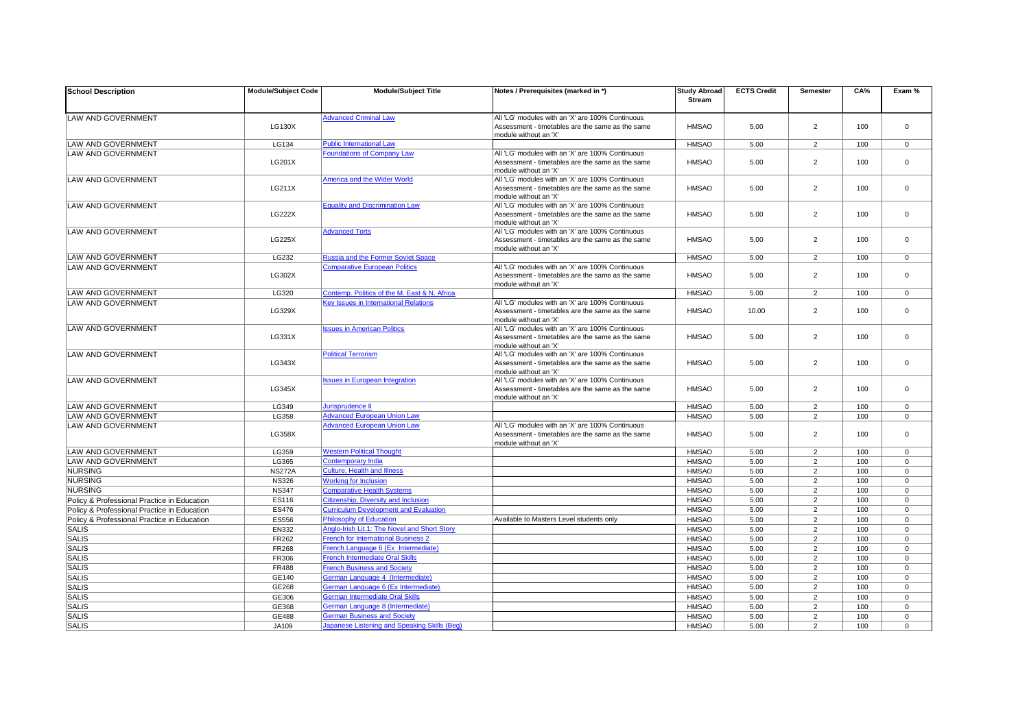| School Description | Module/Subject Code | Module/Subject Title | Notes / Prerequisites (marked in *) | Study Abroad Stream | ECTS Credit | Semester | CA% | Exam % |
|---|---|---|---|---|---|---|---|---|
| LAW AND GOVERNMENT | LG130X | Advanced Criminal Law | All 'LG' modules with an 'X' are 100% Continuous Assessment - timetables are the same as the same module without an 'X' | HMSAO | 5.00 | 2 | 100 | 0 |
| LAW AND GOVERNMENT | LG134 | Public International Law | | HMSAO | 5.00 | 2 | 100 | 0 |
| LAW AND GOVERNMENT | LG201X | Foundations of Company Law | All 'LG' modules with an 'X' are 100% Continuous Assessment - timetables are the same as the same module without an 'X' | HMSAO | 5.00 | 2 | 100 | 0 |
| LAW AND GOVERNMENT | LG211X | America and the Wider World | All 'LG' modules with an 'X' are 100% Continuous Assessment - timetables are the same as the same module without an 'X' | HMSAO | 5.00 | 2 | 100 | 0 |
| LAW AND GOVERNMENT | LG222X | Equality and Discrimination Law | All 'LG' modules with an 'X' are 100% Continuous Assessment - timetables are the same as the same module without an 'X' | HMSAO | 5.00 | 2 | 100 | 0 |
| LAW AND GOVERNMENT | LG225X | Advanced Torts | All 'LG' modules with an 'X' are 100% Continuous Assessment - timetables are the same as the same module without an 'X' | HMSAO | 5.00 | 2 | 100 | 0 |
| LAW AND GOVERNMENT | LG232 | Russia and the Former Soviet Space | | HMSAO | 5.00 | 2 | 100 | 0 |
| LAW AND GOVERNMENT | LG302X | Comparative European Politics | All 'LG' modules with an 'X' are 100% Continuous Assessment - timetables are the same as the same module without an 'X' | HMSAO | 5.00 | 2 | 100 | 0 |
| LAW AND GOVERNMENT | LG320 | Contemp. Politics of the M. East & N. Africa | | HMSAO | 5.00 | 2 | 100 | 0 |
| LAW AND GOVERNMENT | LG329X | Key Issues in International Relations | All 'LG' modules with an 'X' are 100% Continuous Assessment - timetables are the same as the same module without an 'X' | HMSAO | 10.00 | 2 | 100 | 0 |
| LAW AND GOVERNMENT | LG331X | Issues in American Politics | All 'LG' modules with an 'X' are 100% Continuous Assessment - timetables are the same as the same module without an 'X' | HMSAO | 5.00 | 2 | 100 | 0 |
| LAW AND GOVERNMENT | LG343X | Political Terrorism | All 'LG' modules with an 'X' are 100% Continuous Assessment - timetables are the same as the same module without an 'X' | HMSAO | 5.00 | 2 | 100 | 0 |
| LAW AND GOVERNMENT | LG345X | Issues in European Integration | All 'LG' modules with an 'X' are 100% Continuous Assessment - timetables are the same as the same module without an 'X' | HMSAO | 5.00 | 2 | 100 | 0 |
| LAW AND GOVERNMENT | LG349 | Jurisprudence II | | HMSAO | 5.00 | 2 | 100 | 0 |
| LAW AND GOVERNMENT | LG358 | Advanced European Union Law | | HMSAO | 5.00 | 2 | 100 | 0 |
| LAW AND GOVERNMENT | LG358X | Advanced European Union Law | All 'LG' modules with an 'X' are 100% Continuous Assessment - timetables are the same as the same module without an 'X' | HMSAO | 5.00 | 2 | 100 | 0 |
| LAW AND GOVERNMENT | LG359 | Western Political Thought | | HMSAO | 5.00 | 2 | 100 | 0 |
| LAW AND GOVERNMENT | LG365 | Contemporary India | | HMSAO | 5.00 | 2 | 100 | 0 |
| NURSING | NS272A | Culture, Health and Illness | | HMSAO | 5.00 | 2 | 100 | 0 |
| NURSING | NS326 | Working for Inclusion | | HMSAO | 5.00 | 2 | 100 | 0 |
| NURSING | NS347 | Comparative Health Systems | | HMSAO | 5.00 | 2 | 100 | 0 |
| Policy & Professional Practice in Education | ES116 | Citizenship, Diversity and Inclusion | | HMSAO | 5.00 | 2 | 100 | 0 |
| Policy & Professional Practice in Education | ES476 | Curriculum Development and Evaluation | | HMSAO | 5.00 | 2 | 100 | 0 |
| Policy & Professional Practice in Education | ES556 | Philosophy of Education | Available to Masters Level students only | HMSAO | 5.00 | 2 | 100 | 0 |
| SALIS | EN332 | Anglo-Irish Lit.1: The Novel and Short Story | | HMSAO | 5.00 | 2 | 100 | 0 |
| SALIS | FR262 | French for International Business 2 | | HMSAO | 5.00 | 2 | 100 | 0 |
| SALIS | FR268 | French Language 6 (Ex Intermediate) | | HMSAO | 5.00 | 2 | 100 | 0 |
| SALIS | FR306 | French Intermediate Oral Skills | | HMSAO | 5.00 | 2 | 100 | 0 |
| SALIS | FR488 | French Business and Society | | HMSAO | 5.00 | 2 | 100 | 0 |
| SALIS | GE140 | German Language 4 (Intermediate) | | HMSAO | 5.00 | 2 | 100 | 0 |
| SALIS | GE268 | German Language 6 (Ex Intermediate) | | HMSAO | 5.00 | 2 | 100 | 0 |
| SALIS | GE306 | German Intermediate Oral Skills | | HMSAO | 5.00 | 2 | 100 | 0 |
| SALIS | GE368 | German Language 8 (Intermediate) | | HMSAO | 5.00 | 2 | 100 | 0 |
| SALIS | GE488 | German Business and Society | | HMSAO | 5.00 | 2 | 100 | 0 |
| SALIS | JA109 | Japanese Listening and Speaking Skills (Beg) | | HMSAO | 5.00 | 2 | 100 | 0 |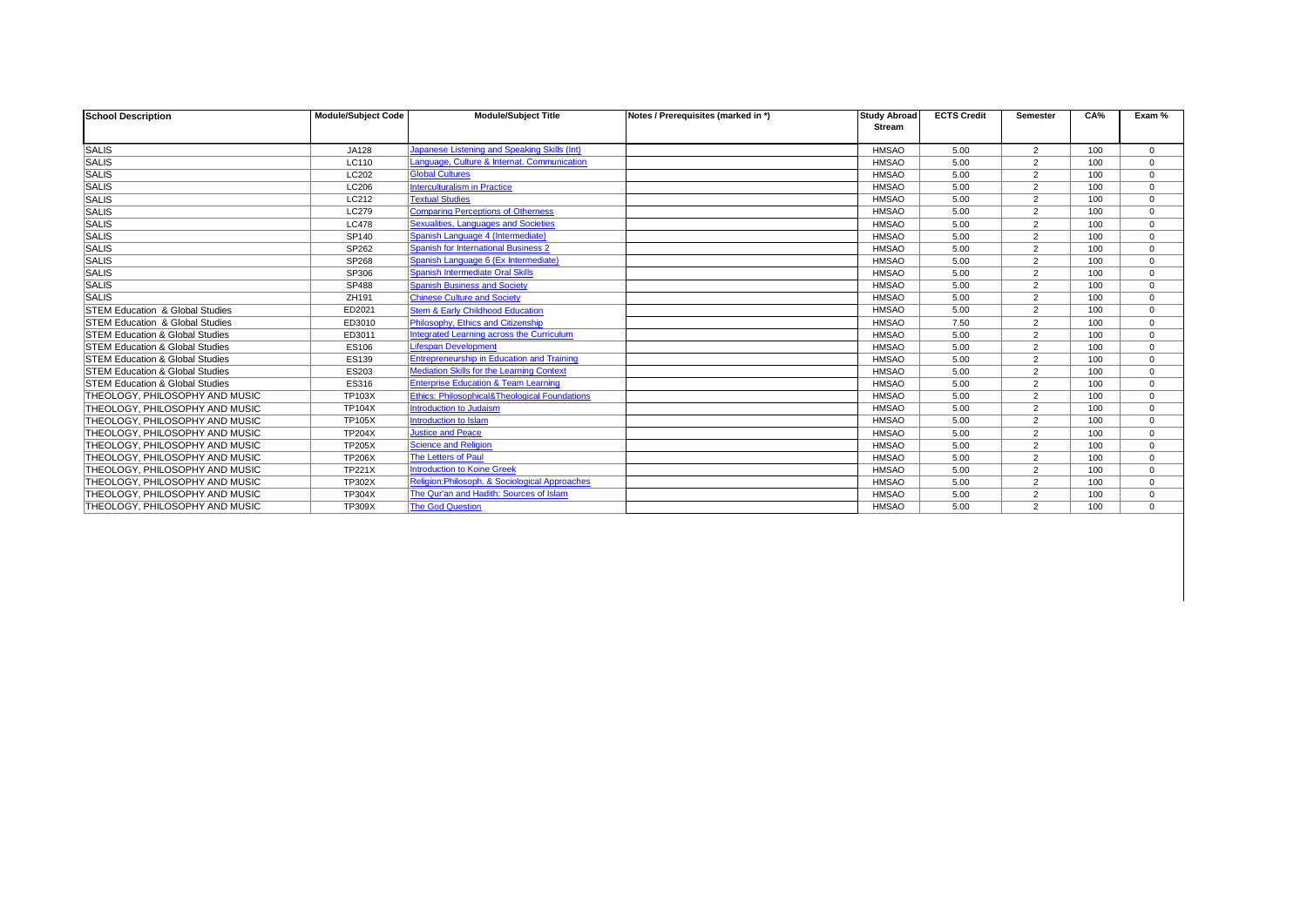| School Description | Module/Subject Code | Module/Subject Title | Notes / Prerequisites (marked in *) | Study Abroad Stream | ECTS Credit | Semester | CA% | Exam % |
|---|---|---|---|---|---|---|---|---|
| SALIS | JA128 | Japanese Listening and Speaking Skills (Int) | | HMSAO | 5.00 | 2 | 100 | 0 |
| SALIS | LC110 | Language, Culture & Internat. Communication | | HMSAO | 5.00 | 2 | 100 | 0 |
| SALIS | LC202 | Global Cultures | | HMSAO | 5.00 | 2 | 100 | 0 |
| SALIS | LC206 | Interculturalism in Practice | | HMSAO | 5.00 | 2 | 100 | 0 |
| SALIS | LC212 | Textual Studies | | HMSAO | 5.00 | 2 | 100 | 0 |
| SALIS | LC279 | Comparing Perceptions of Otherness | | HMSAO | 5.00 | 2 | 100 | 0 |
| SALIS | LC478 | Sexualities, Languages and Societies | | HMSAO | 5.00 | 2 | 100 | 0 |
| SALIS | SP140 | Spanish Language 4 (Intermediate) | | HMSAO | 5.00 | 2 | 100 | 0 |
| SALIS | SP262 | Spanish for International Business 2 | | HMSAO | 5.00 | 2 | 100 | 0 |
| SALIS | SP268 | Spanish Language 6 (Ex Intermediate) | | HMSAO | 5.00 | 2 | 100 | 0 |
| SALIS | SP306 | Spanish Intermediate Oral Skills | | HMSAO | 5.00 | 2 | 100 | 0 |
| SALIS | SP488 | Spanish Business and Society | | HMSAO | 5.00 | 2 | 100 | 0 |
| SALIS | ZH191 | Chinese Culture and Society | | HMSAO | 5.00 | 2 | 100 | 0 |
| STEM Education & Global Studies | ED2021 | Stem & Early Childhood Education | | HMSAO | 5.00 | 2 | 100 | 0 |
| STEM Education & Global Studies | ED3010 | Philosophy, Ethics and Citizenship | | HMSAO | 7.50 | 2 | 100 | 0 |
| STEM Education & Global Studies | ED3011 | Integrated Learning across the Curriculum | | HMSAO | 5.00 | 2 | 100 | 0 |
| STEM Education & Global Studies | ES106 | Lifespan Development | | HMSAO | 5.00 | 2 | 100 | 0 |
| STEM Education & Global Studies | ES139 | Entrepreneurship in Education and Training | | HMSAO | 5.00 | 2 | 100 | 0 |
| STEM Education & Global Studies | ES203 | Mediation Skills for the Learning Context | | HMSAO | 5.00 | 2 | 100 | 0 |
| STEM Education & Global Studies | ES316 | Enterprise Education & Team Learning | | HMSAO | 5.00 | 2 | 100 | 0 |
| THEOLOGY, PHILOSOPHY AND MUSIC | TP103X | Ethics: Philosophical&Theological Foundations | | HMSAO | 5.00 | 2 | 100 | 0 |
| THEOLOGY, PHILOSOPHY AND MUSIC | TP104X | Introduction to Judaism | | HMSAO | 5.00 | 2 | 100 | 0 |
| THEOLOGY, PHILOSOPHY AND MUSIC | TP105X | Introduction to Islam | | HMSAO | 5.00 | 2 | 100 | 0 |
| THEOLOGY, PHILOSOPHY AND MUSIC | TP204X | Justice and Peace | | HMSAO | 5.00 | 2 | 100 | 0 |
| THEOLOGY, PHILOSOPHY AND MUSIC | TP205X | Science and Religion | | HMSAO | 5.00 | 2 | 100 | 0 |
| THEOLOGY, PHILOSOPHY AND MUSIC | TP206X | The Letters of Paul | | HMSAO | 5.00 | 2 | 100 | 0 |
| THEOLOGY, PHILOSOPHY AND MUSIC | TP221X | Introduction to Koine Greek | | HMSAO | 5.00 | 2 | 100 | 0 |
| THEOLOGY, PHILOSOPHY AND MUSIC | TP302X | Religion:Philosoph. & Sociological Approaches | | HMSAO | 5.00 | 2 | 100 | 0 |
| THEOLOGY, PHILOSOPHY AND MUSIC | TP304X | The Qur'an and Hadith: Sources of Islam | | HMSAO | 5.00 | 2 | 100 | 0 |
| THEOLOGY, PHILOSOPHY AND MUSIC | TP309X | The God Question | | HMSAO | 5.00 | 2 | 100 | 0 |